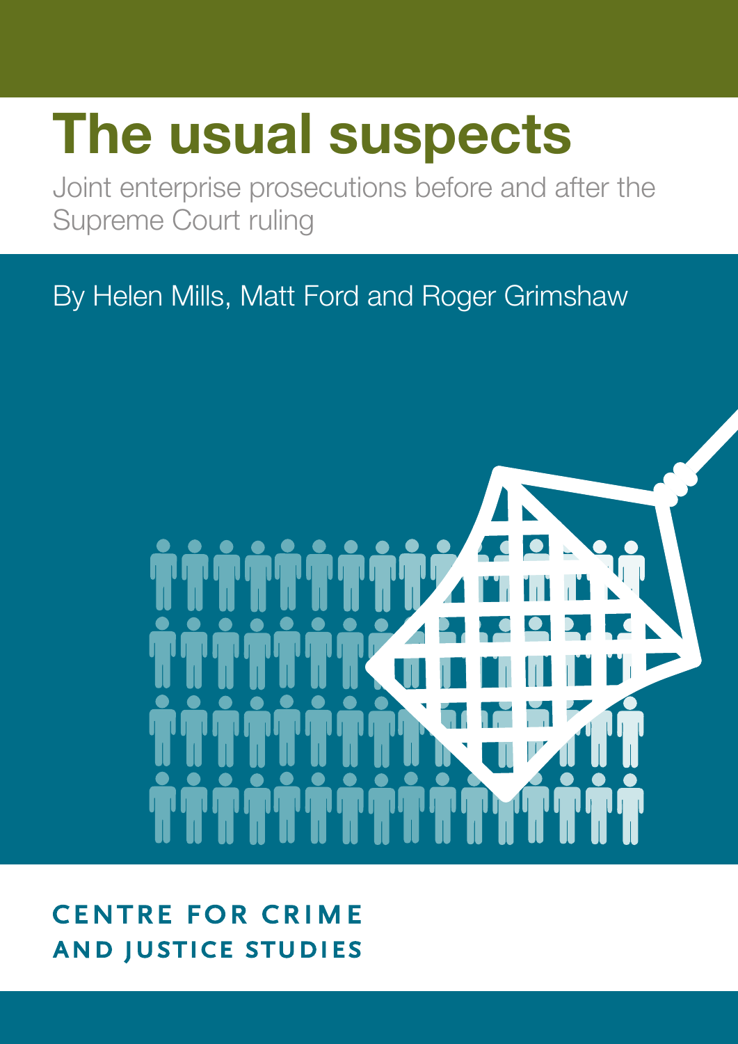# The usual suspects

Joint enterprise prosecutions before and after the Supreme Court ruling

By Helen Mills, Matt Ford and Roger Grimshaw

CENTRE FOR CRIME AND JUSTICE STUDIES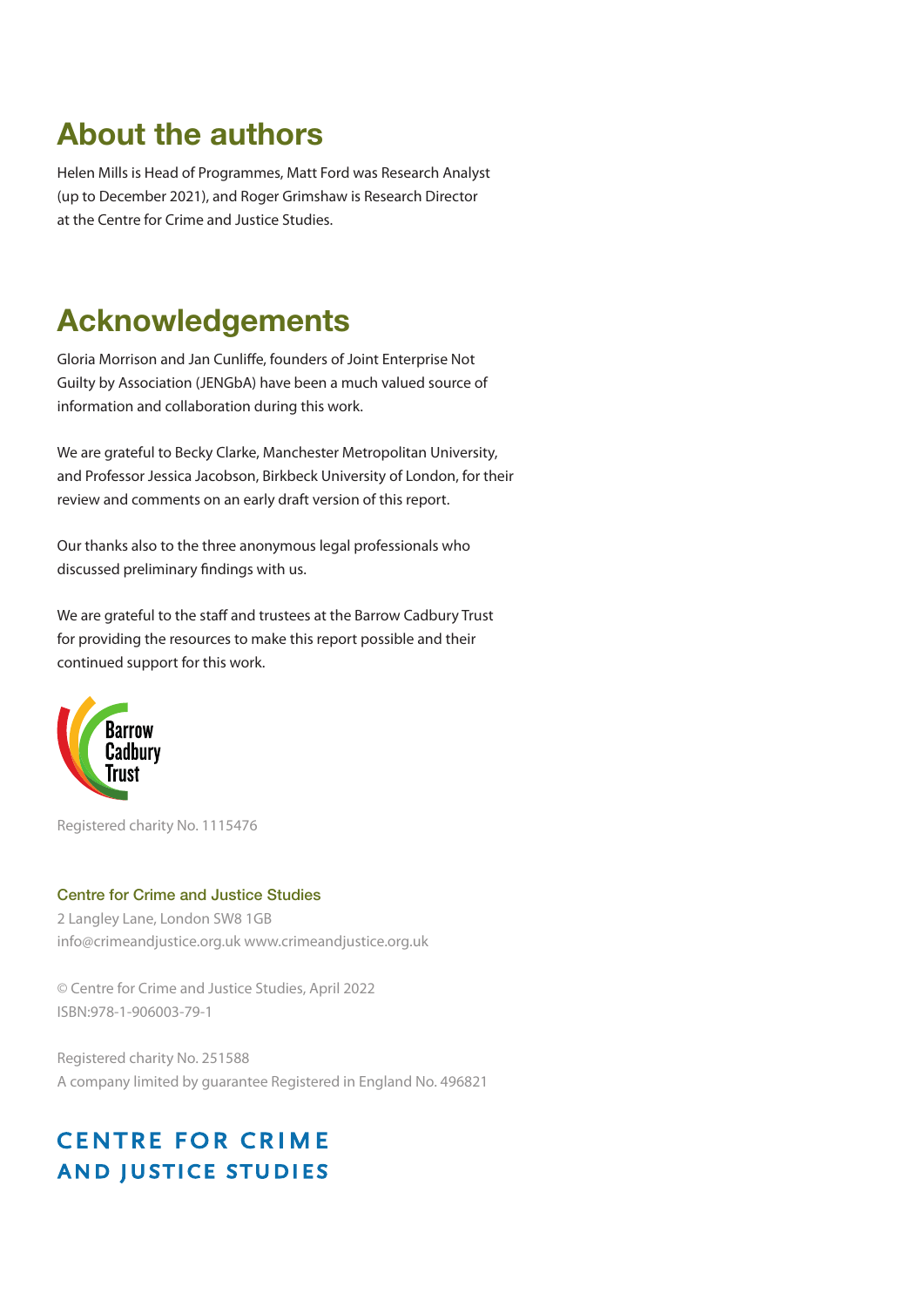## About the authors

Helen Mills is Head of Programmes, Matt Ford was Research Analyst (up to December 2021), and Roger Grimshaw is Research Director at the Centre for Crime and Justice Studies.

## Acknowledgements

Gloria Morrison and Jan Cunliffe, founders of Joint Enterprise Not Guilty by Association (JENGbA) have been a much valued source of information and collaboration during this work.

We are grateful to Becky Clarke, Manchester Metropolitan University, and Professor Jessica Jacobson, Birkbeck University of London, for their review and comments on an early draft version of this report.

Our thanks also to the three anonymous legal professionals who discussed preliminary findings with us.

We are grateful to the staff and trustees at the Barrow Cadbury Trust for providing the resources to make this report possible and their continued support for this work.

Barrow Cadbury Trust

Registered charity No. 1115476

**Centre for Crime and Justice Studies**
2 Langley Lane, London SW8 1GB
info@crimeandjustice.org.uk www.crimeandjustice.org.uk

© Centre for Crime and Justice Studies, April 2022
ISBN:978-1-906003-79-1

Registered charity No. 251588
A company limited by guarantee Registered in England No. 496821

CENTRE FOR CRIME AND JUSTICE STUDIES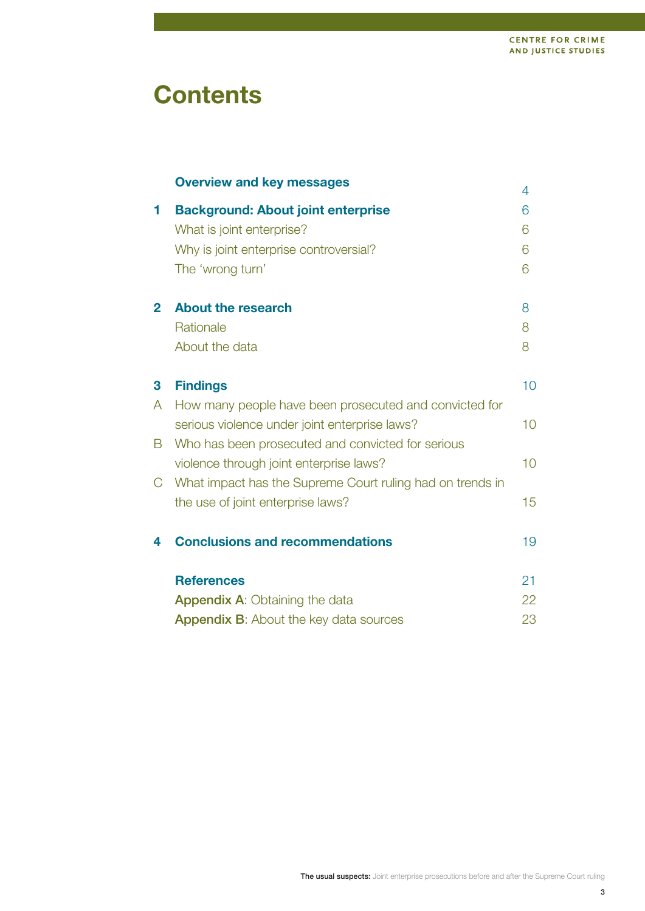# Contents

| | | |
|---|---|---|
| | **Overview and key messages** | 4 |
| **1** | **Background: About joint enterprise** | 6 |
| | What is joint enterprise? | 6 |
| | Why is joint enterprise controversial? | 6 |
| | The 'wrong turn' | 6 |
| **2** | **About the research** | 8 |
| | Rationale | 8 |
| | About the data | 8 |
| **3** | **Findings** | 10 |
| A | How many people have been prosecuted and convicted for serious violence under joint enterprise laws? | 10 |
| B | Who has been prosecuted and convicted for serious violence through joint enterprise laws? | 10 |
| C | What impact has the Supreme Court ruling had on trends in the use of joint enterprise laws? | 15 |
| **4** | **Conclusions and recommendations** | 19 |
| | **References** | 21 |
| | **Appendix A**: Obtaining the data | 22 |
| | **Appendix B**: About the key data sources | 23 |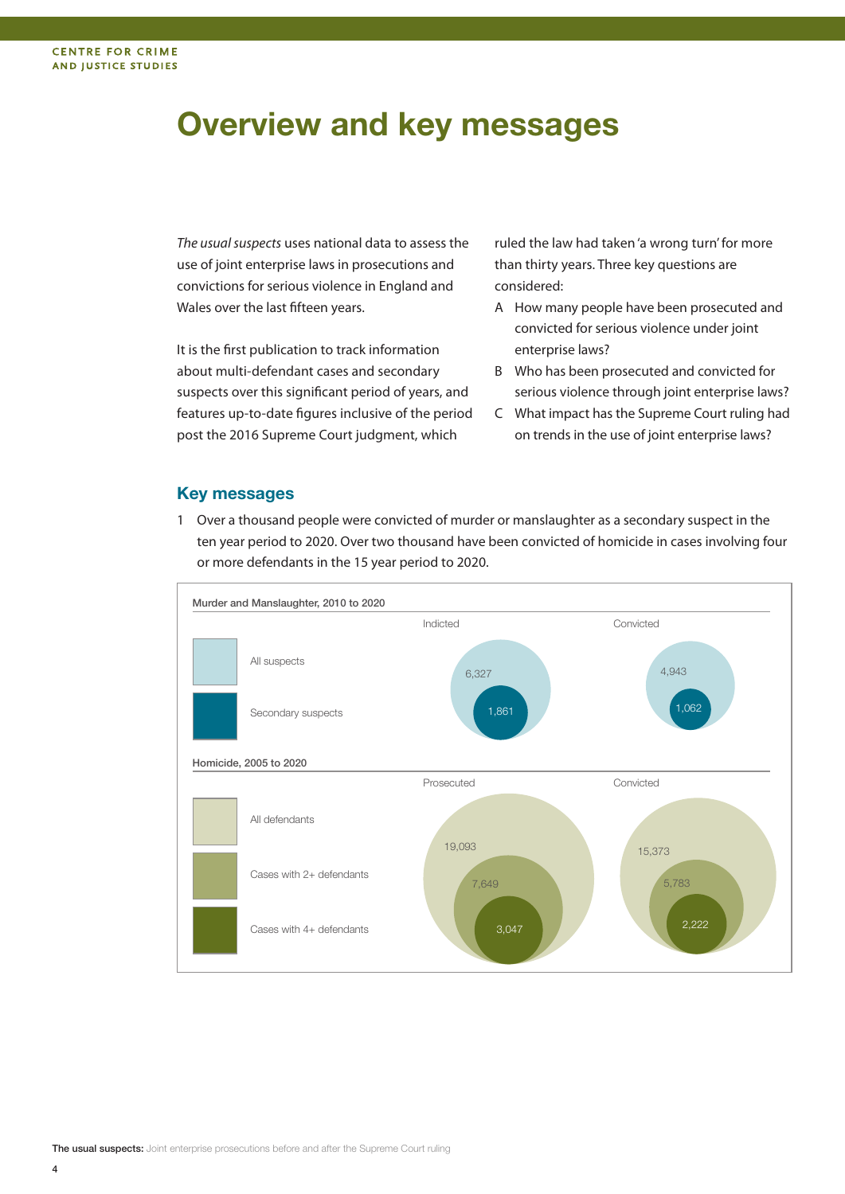# Overview and key messages

*The usual suspects* uses national data to assess the use of joint enterprise laws in prosecutions and convictions for serious violence in England and Wales over the last fifteen years.

It is the first publication to track information about multi-defendant cases and secondary suspects over this significant period of years, and features up-to-date figures inclusive of the period post the 2016 Supreme Court judgment, which ruled the law had taken 'a wrong turn' for more than thirty years. Three key questions are considered:

A How many people have been prosecuted and convicted for serious violence under joint enterprise laws?

B Who has been prosecuted and convicted for serious violence through joint enterprise laws?

C What impact has the Supreme Court ruling had on trends in the use of joint enterprise laws?

## Key messages

1 Over a thousand people were convicted of murder or manslaughter as a secondary suspect in the ten year period to 2020. Over two thousand have been convicted of homicide in cases involving four or more defendants in the 15 year period to 2020.

**Murder and Manslaughter, 2010 to 2020**

| | Indicted | Convicted |
|---|---|---|
| All suspects | 6,327 | 4,943 |
| Secondary suspects | 1,861 | 1,062 |

**Homicide, 2005 to 2020**

| | Prosecuted | Convicted |
|---|---|---|
| All defendants | 19,093 | 15,373 |
| Cases with 2+ defendants | 7,649 | 5,783 |
| Cases with 4+ defendants | 3,047 | 2,222 |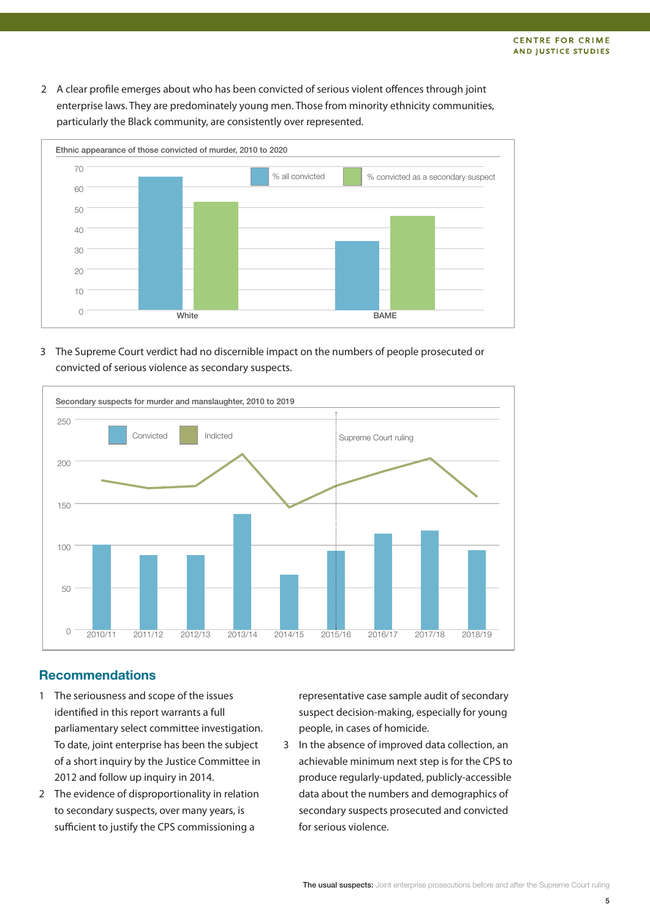2 A clear profile emerges about who has been convicted of serious violent offences through joint enterprise laws. They are predominately young men. Those from minority ethnicity communities, particularly the Black community, are consistently over represented.

Ethnic appearance of those convicted of murder, 2010 to 2020

3 The Supreme Court verdict had no discernible impact on the numbers of people prosecuted or convicted of serious violence as secondary suspects.

Secondary suspects for murder and manslaughter, 2010 to 2019

## Recommendations

1 The seriousness and scope of the issues identified in this report warrants a full parliamentary select committee investigation. To date, joint enterprise has been the subject of a short inquiry by the Justice Committee in 2012 and follow up inquiry in 2014.

2 The evidence of disproportionality in relation to secondary suspects, over many years, is sufficient to justify the CPS commissioning a representative case sample audit of secondary suspect decision-making, especially for young people, in cases of homicide.

3 In the absence of improved data collection, an achievable minimum next step is for the CPS to produce regularly-updated, publicly-accessible data about the numbers and demographics of secondary suspects prosecuted and convicted for serious violence.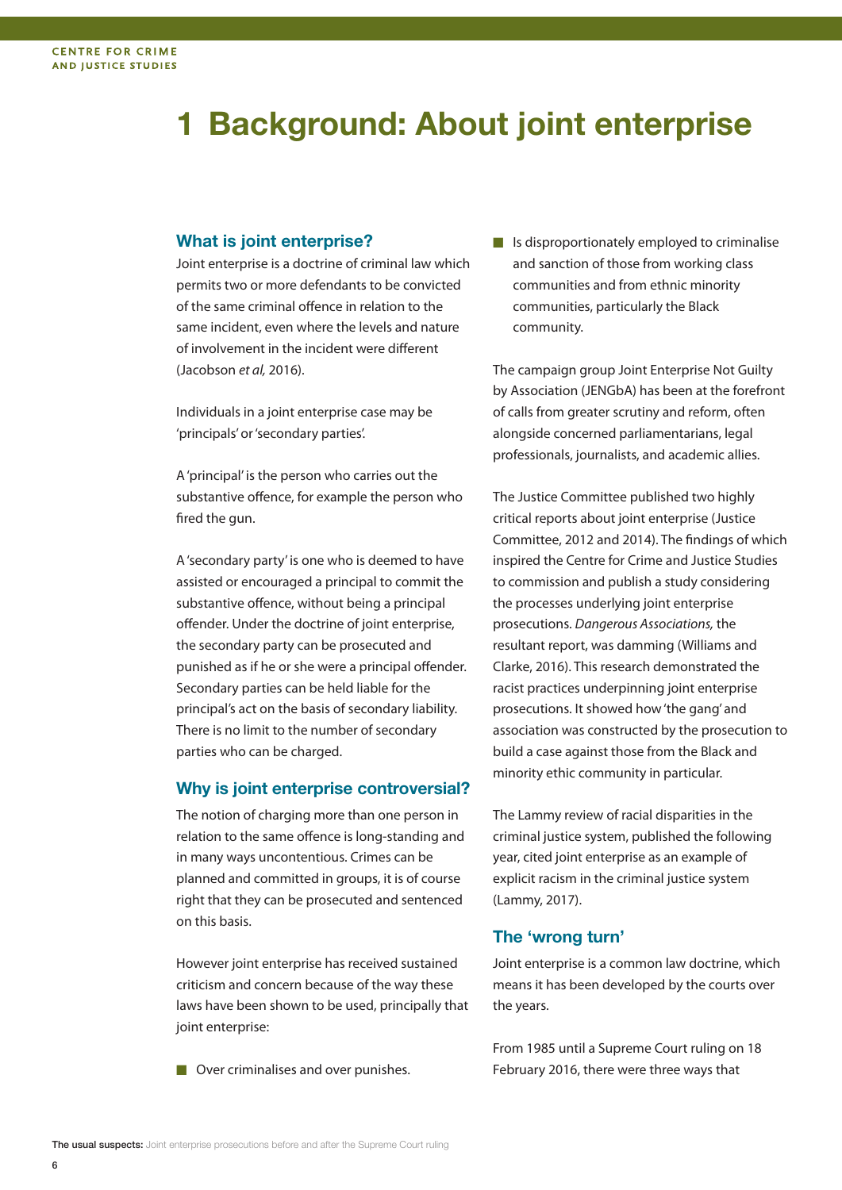# 1 Background: About joint enterprise

## What is joint enterprise?

Joint enterprise is a doctrine of criminal law which permits two or more defendants to be convicted of the same criminal offence in relation to the same incident, even where the levels and nature of involvement in the incident were different (Jacobson *et al,* 2016).

Individuals in a joint enterprise case may be 'principals' or 'secondary parties'.

A 'principal' is the person who carries out the substantive offence, for example the person who fired the gun.

A 'secondary party' is one who is deemed to have assisted or encouraged a principal to commit the substantive offence, without being a principal offender. Under the doctrine of joint enterprise, the secondary party can be prosecuted and punished as if he or she were a principal offender. Secondary parties can be held liable for the principal's act on the basis of secondary liability. There is no limit to the number of secondary parties who can be charged.

## Why is joint enterprise controversial?

The notion of charging more than one person in relation to the same offence is long-standing and in many ways uncontentious. Crimes can be planned and committed in groups, it is of course right that they can be prosecuted and sentenced on this basis.

However joint enterprise has received sustained criticism and concern because of the way these laws have been shown to be used, principally that joint enterprise:

- Over criminalises and over punishes.
- Is disproportionately employed to criminalise and sanction of those from working class communities and from ethnic minority communities, particularly the Black community.

The campaign group Joint Enterprise Not Guilty by Association (JENGbA) has been at the forefront of calls from greater scrutiny and reform, often alongside concerned parliamentarians, legal professionals, journalists, and academic allies.

The Justice Committee published two highly critical reports about joint enterprise (Justice Committee, 2012 and 2014). The findings of which inspired the Centre for Crime and Justice Studies to commission and publish a study considering the processes underlying joint enterprise prosecutions. *Dangerous Associations,* the resultant report, was damming (Williams and Clarke, 2016). This research demonstrated the racist practices underpinning joint enterprise prosecutions. It showed how 'the gang' and association was constructed by the prosecution to build a case against those from the Black and minority ethic community in particular.

The Lammy review of racial disparities in the criminal justice system, published the following year, cited joint enterprise as an example of explicit racism in the criminal justice system (Lammy, 2017).

## The 'wrong turn'

Joint enterprise is a common law doctrine, which means it has been developed by the courts over the years.

From 1985 until a Supreme Court ruling on 18 February 2016, there were three ways that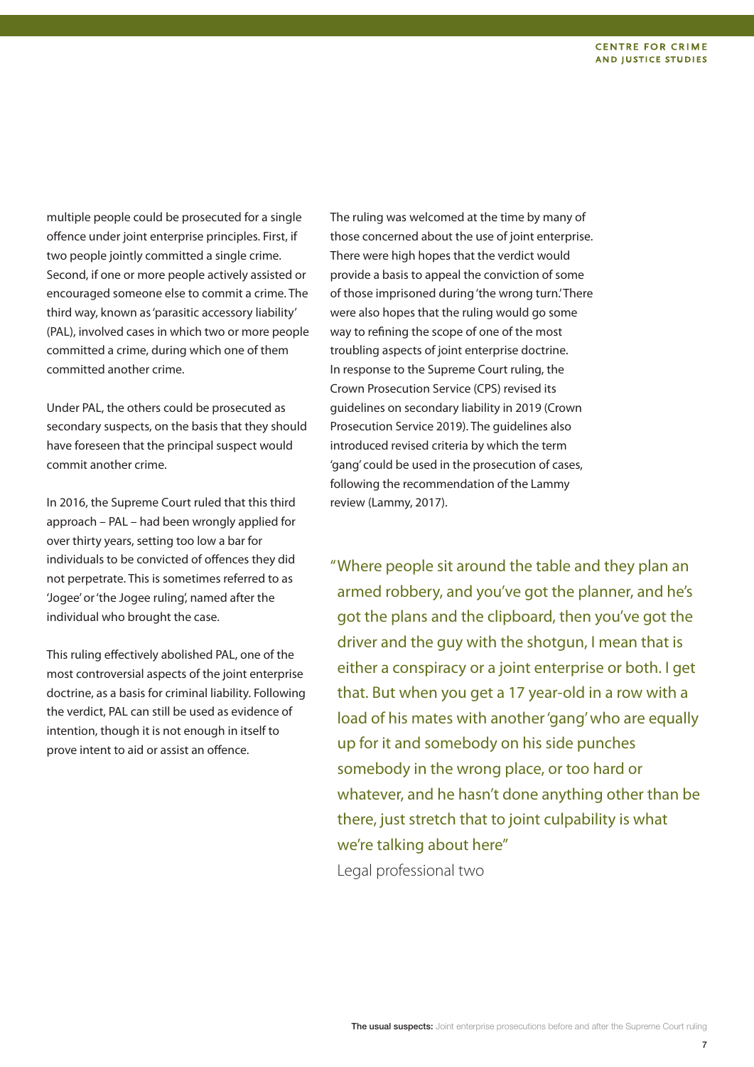multiple people could be prosecuted for a single offence under joint enterprise principles. First, if two people jointly committed a single crime. Second, if one or more people actively assisted or encouraged someone else to commit a crime. The third way, known as 'parasitic accessory liability' (PAL), involved cases in which two or more people committed a crime, during which one of them committed another crime.

Under PAL, the others could be prosecuted as secondary suspects, on the basis that they should have foreseen that the principal suspect would commit another crime.

In 2016, the Supreme Court ruled that this third approach – PAL – had been wrongly applied for over thirty years, setting too low a bar for individuals to be convicted of offences they did not perpetrate. This is sometimes referred to as 'Jogee' or 'the Jogee ruling', named after the individual who brought the case.

This ruling effectively abolished PAL, one of the most controversial aspects of the joint enterprise doctrine, as a basis for criminal liability. Following the verdict, PAL can still be used as evidence of intention, though it is not enough in itself to prove intent to aid or assist an offence.

The ruling was welcomed at the time by many of those concerned about the use of joint enterprise. There were high hopes that the verdict would provide a basis to appeal the conviction of some of those imprisoned during 'the wrong turn.' There were also hopes that the ruling would go some way to refining the scope of one of the most troubling aspects of joint enterprise doctrine. In response to the Supreme Court ruling, the Crown Prosecution Service (CPS) revised its guidelines on secondary liability in 2019 (Crown Prosecution Service 2019). The guidelines also introduced revised criteria by which the term 'gang' could be used in the prosecution of cases, following the recommendation of the Lammy review (Lammy, 2017).

> "Where people sit around the table and they plan an armed robbery, and you've got the planner, and he's got the plans and the clipboard, then you've got the driver and the guy with the shotgun, I mean that is either a conspiracy or a joint enterprise or both. I get that. But when you get a 17 year-old in a row with a load of his mates with another 'gang' who are equally up for it and somebody on his side punches somebody in the wrong place, or too hard or whatever, and he hasn't done anything other than be there, just stretch that to joint culpability is what we're talking about here"
>
> Legal professional two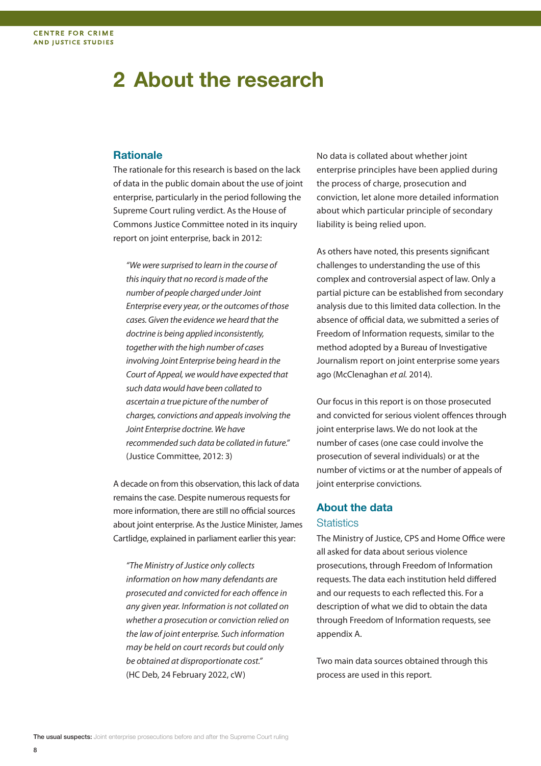# 2 About the research

## Rationale

The rationale for this research is based on the lack of data in the public domain about the use of joint enterprise, particularly in the period following the Supreme Court ruling verdict. As the House of Commons Justice Committee noted in its inquiry report on joint enterprise, back in 2012:

> *"We were surprised to learn in the course of this inquiry that no record is made of the number of people charged under Joint Enterprise every year, or the outcomes of those cases. Given the evidence we heard that the doctrine is being applied inconsistently, together with the high number of cases involving Joint Enterprise being heard in the Court of Appeal, we would have expected that such data would have been collated to ascertain a true picture of the number of charges, convictions and appeals involving the Joint Enterprise doctrine. We have recommended such data be collated in future."* (Justice Committee, 2012: 3)

A decade on from this observation, this lack of data remains the case. Despite numerous requests for more information, there are still no official sources about joint enterprise. As the Justice Minister, James Cartlidge, explained in parliament earlier this year:

> *"The Ministry of Justice only collects information on how many defendants are prosecuted and convicted for each offence in any given year. Information is not collated on whether a prosecution or conviction relied on the law of joint enterprise. Such information may be held on court records but could only be obtained at disproportionate cost."* (HC Deb, 24 February 2022, cW)

No data is collated about whether joint enterprise principles have been applied during the process of charge, prosecution and conviction, let alone more detailed information about which particular principle of secondary liability is being relied upon.

As others have noted, this presents significant challenges to understanding the use of this complex and controversial aspect of law. Only a partial picture can be established from secondary analysis due to this limited data collection. In the absence of official data, we submitted a series of Freedom of Information requests, similar to the method adopted by a Bureau of Investigative Journalism report on joint enterprise some years ago (McClenaghan *et al.* 2014).

Our focus in this report is on those prosecuted and convicted for serious violent offences through joint enterprise laws. We do not look at the number of cases (one case could involve the prosecution of several individuals) or at the number of victims or at the number of appeals of joint enterprise convictions.

## About the data

### Statistics

The Ministry of Justice, CPS and Home Office were all asked for data about serious violence prosecutions, through Freedom of Information requests. The data each institution held differed and our requests to each reflected this. For a description of what we did to obtain the data through Freedom of Information requests, see appendix A.

Two main data sources obtained through this process are used in this report.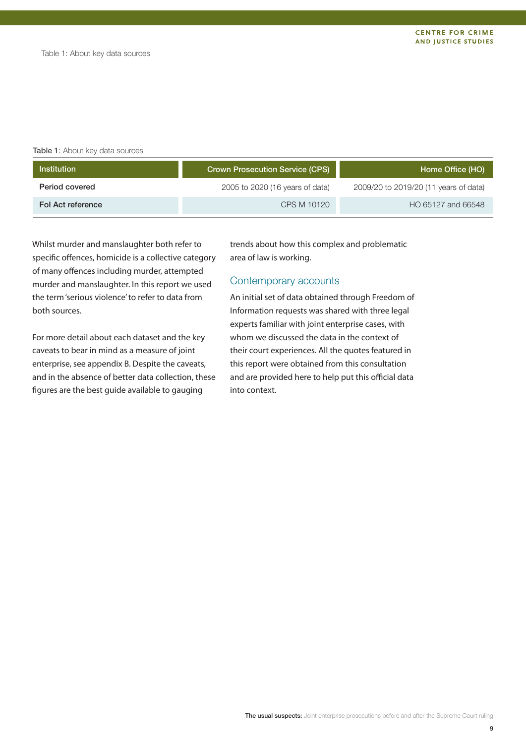Table 1: About key data sources

**Table 1**: About key data sources

| Institution | Crown Prosecution Service (CPS) | Home Office (HO) |
|---|---|---|
| Period covered | 2005 to 2020 (16 years of data) | 2009/20 to 2019/20 (11 years of data) |
| FoI Act reference | CPS M 10120 | HO 65127 and 66548 |

Whilst murder and manslaughter both refer to specific offences, homicide is a collective category of many offences including murder, attempted murder and manslaughter. In this report we used the term 'serious violence' to refer to data from both sources.

For more detail about each dataset and the key caveats to bear in mind as a measure of joint enterprise, see appendix B. Despite the caveats, and in the absence of better data collection, these figures are the best guide available to gauging trends about how this complex and problematic area of law is working.

## Contemporary accounts

An initial set of data obtained through Freedom of Information requests was shared with three legal experts familiar with joint enterprise cases, with whom we discussed the data in the context of their court experiences. All the quotes featured in this report were obtained from this consultation and are provided here to help put this official data into context.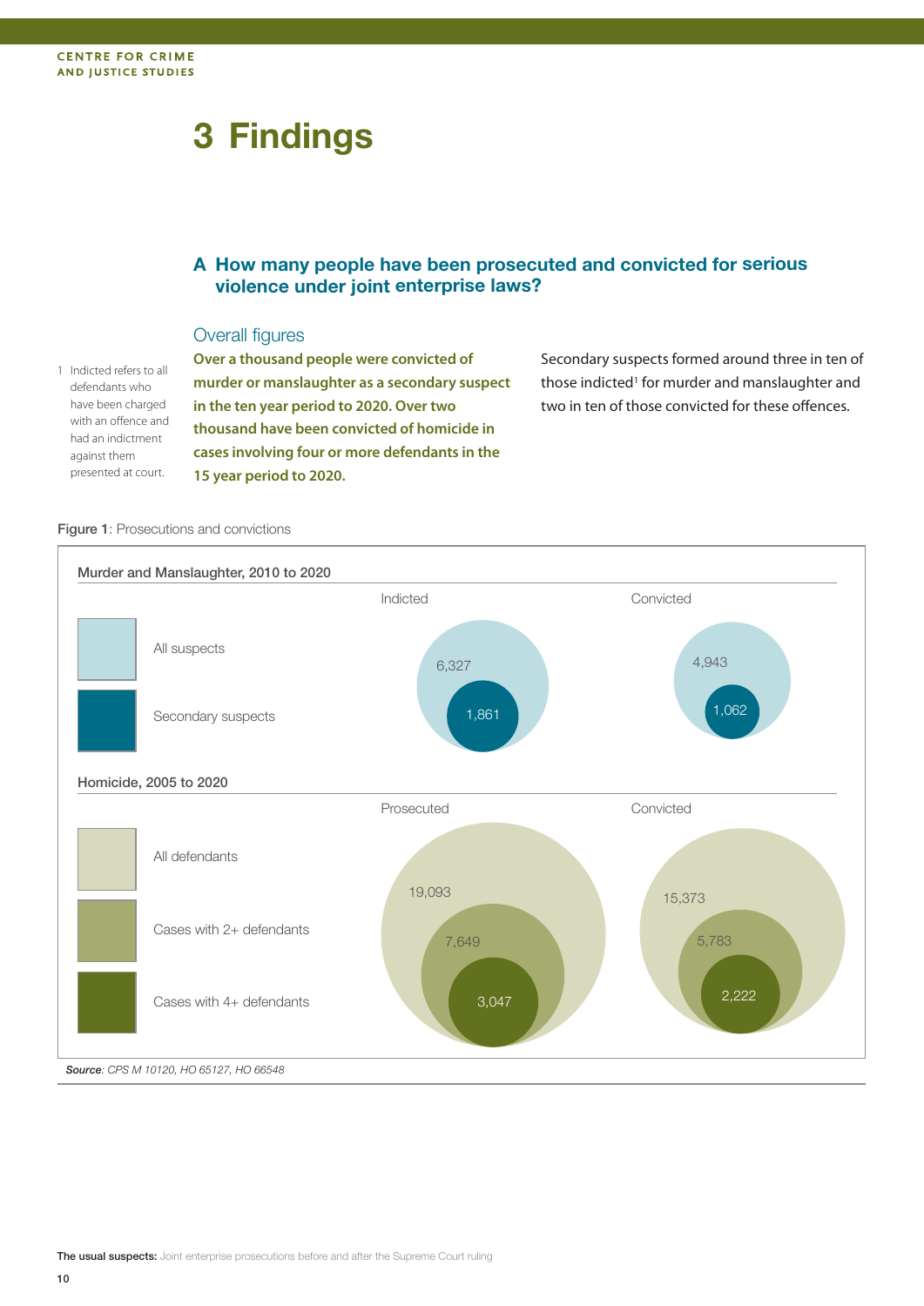# 3 Findings

## A How many people have been prosecuted and convicted for serious violence under joint enterprise laws?

### Overall figures

**Over a thousand people were convicted of murder or manslaughter as a secondary suspect in the ten year period to 2020. Over two thousand have been convicted of homicide in cases involving four or more defendants in the 15 year period to 2020.**

Secondary suspects formed around three in ten of those indicted[1] for murder and manslaughter and two in ten of those convicted for these offences.

1 Indicted refers to all defendants who have been charged with an offence and had an indictment against them presented at court.

**Figure 1**: Prosecutions and convictions

**Murder and Manslaughter, 2010 to 2020**

| | Indicted | Convicted |
|---|---|---|
| All suspects | 6,327 | 4,943 |
| Secondary suspects | 1,861 | 1,062 |

**Homicide, 2005 to 2020**

| | Prosecuted | Convicted |
|---|---|---|
| All defendants | 19,093 | 15,373 |
| Cases with 2+ defendants | 7,649 | 5,783 |
| Cases with 4+ defendants | 3,047 | 2,222 |

*Source: CPS M 10120, HO 65127, HO 66548*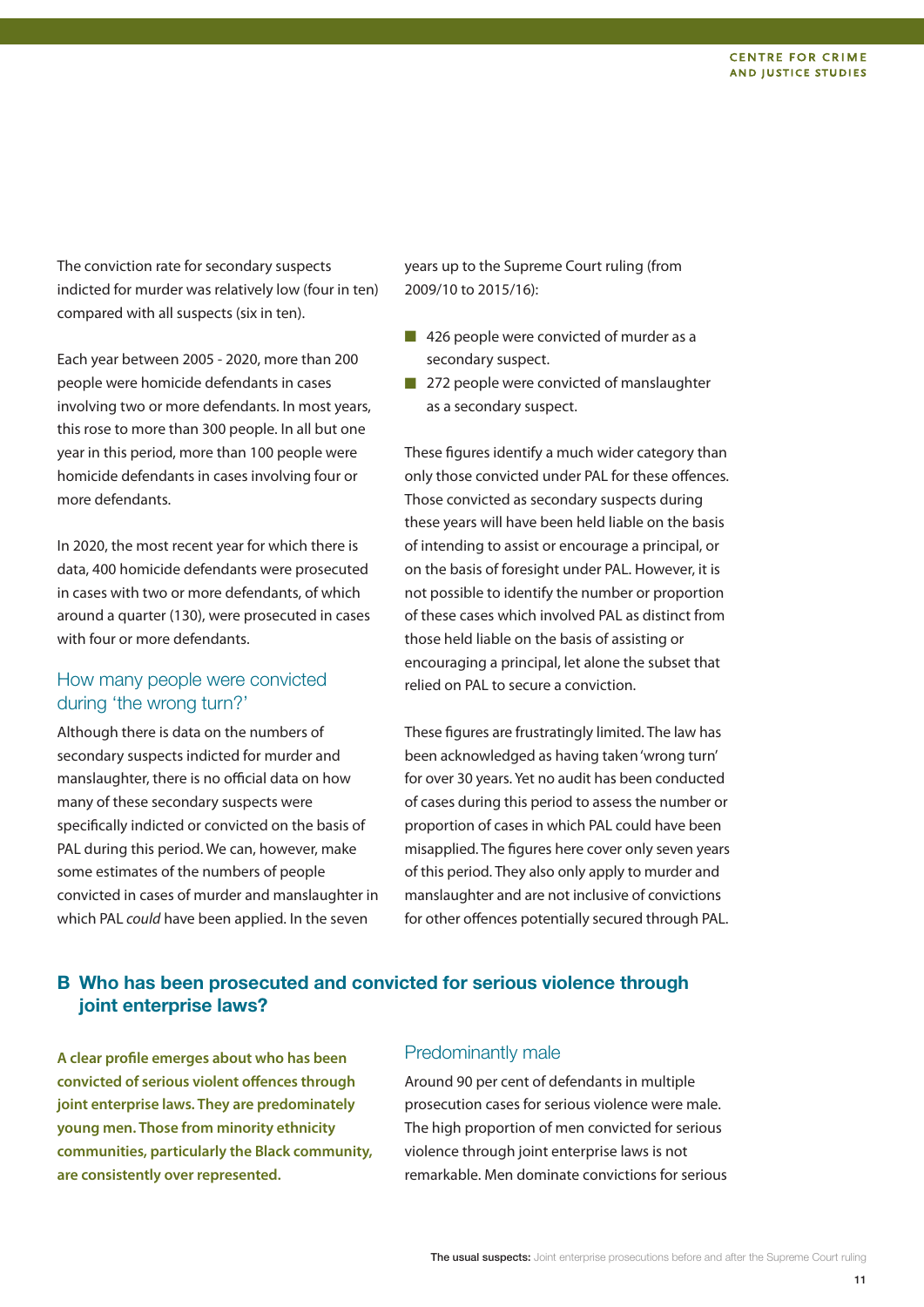The conviction rate for secondary suspects indicted for murder was relatively low (four in ten) compared with all suspects (six in ten).

Each year between 2005 - 2020, more than 200 people were homicide defendants in cases involving two or more defendants. In most years, this rose to more than 300 people. In all but one year in this period, more than 100 people were homicide defendants in cases involving four or more defendants.

In 2020, the most recent year for which there is data, 400 homicide defendants were prosecuted in cases with two or more defendants, of which around a quarter (130), were prosecuted in cases with four or more defendants.

### How many people were convicted during 'the wrong turn?'

Although there is data on the numbers of secondary suspects indicted for murder and manslaughter, there is no official data on how many of these secondary suspects were specifically indicted or convicted on the basis of PAL during this period. We can, however, make some estimates of the numbers of people convicted in cases of murder and manslaughter in which PAL *could* have been applied. In the seven years up to the Supreme Court ruling (from 2009/10 to 2015/16):

- 426 people were convicted of murder as a secondary suspect.
- 272 people were convicted of manslaughter as a secondary suspect.

These figures identify a much wider category than only those convicted under PAL for these offences. Those convicted as secondary suspects during these years will have been held liable on the basis of intending to assist or encourage a principal, or on the basis of foresight under PAL. However, it is not possible to identify the number or proportion of these cases which involved PAL as distinct from those held liable on the basis of assisting or encouraging a principal, let alone the subset that relied on PAL to secure a conviction.

These figures are frustratingly limited. The law has been acknowledged as having taken 'wrong turn' for over 30 years. Yet no audit has been conducted of cases during this period to assess the number or proportion of cases in which PAL could have been misapplied. The figures here cover only seven years of this period. They also only apply to murder and manslaughter and are not inclusive of convictions for other offences potentially secured through PAL.

## B Who has been prosecuted and convicted for serious violence through joint enterprise laws?

**A clear profile emerges about who has been convicted of serious violent offences through joint enterprise laws. They are predominately young men. Those from minority ethnicity communities, particularly the Black community, are consistently over represented.**

### Predominantly male

Around 90 per cent of defendants in multiple prosecution cases for serious violence were male. The high proportion of men convicted for serious violence through joint enterprise laws is not remarkable. Men dominate convictions for serious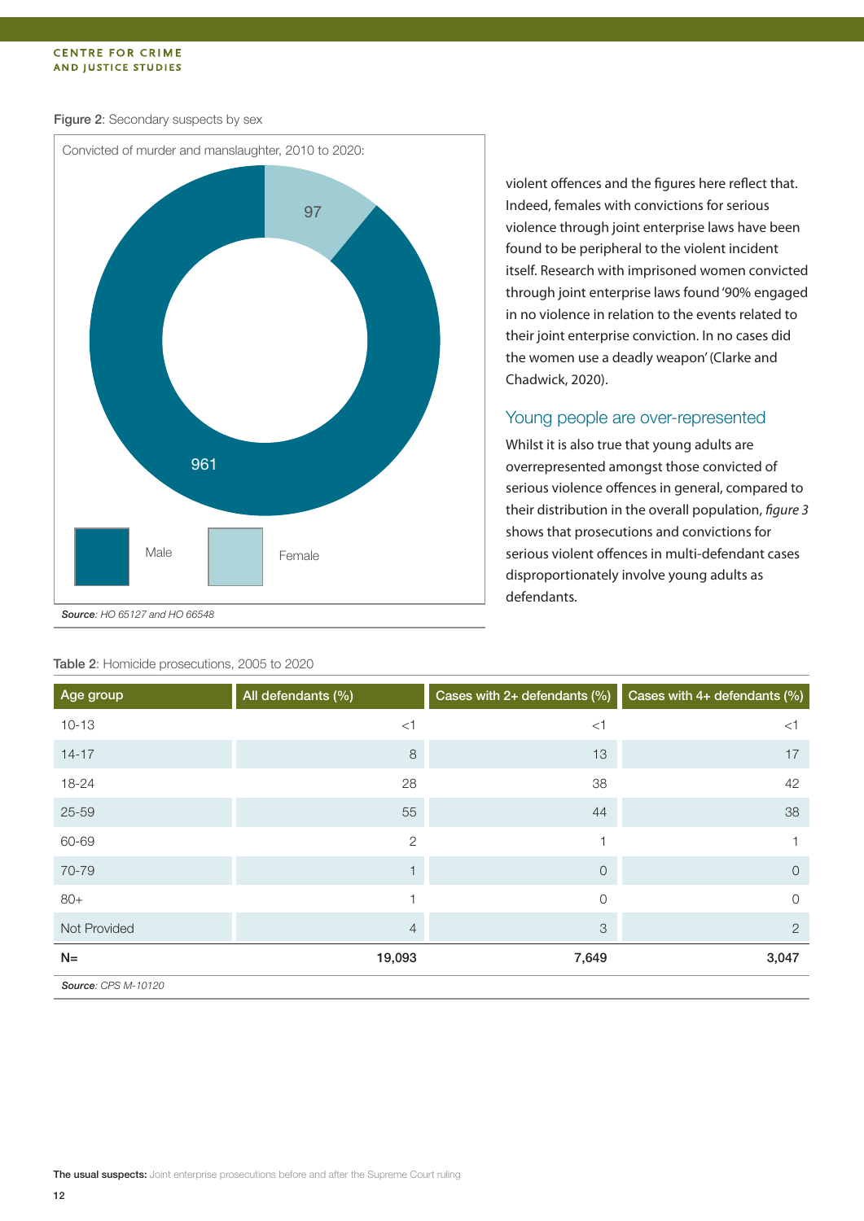Figure 2: Secondary suspects by sex

Convicted of murder and manslaughter, 2010 to 2020:

- Male: 961
- Female: 97

*Source*: HO 65127 and HO 66548

violent offences and the figures here reflect that. Indeed, females with convictions for serious violence through joint enterprise laws have been found to be peripheral to the violent incident itself. Research with imprisoned women convicted through joint enterprise laws found '90% engaged in no violence in relation to the events related to their joint enterprise conviction. In no cases did the women use a deadly weapon' (Clarke and Chadwick, 2020).

## Young people are over-represented

Whilst it is also true that young adults are overrepresented amongst those convicted of serious violence offences in general, compared to their distribution in the overall population, *figure 3* shows that prosecutions and convictions for serious violent offences in multi-defendant cases disproportionately involve young adults as defendants.

Table 2: Homicide prosecutions, 2005 to 2020

| Age group | All defendants (%) | Cases with 2+ defendants (%) | Cases with 4+ defendants (%) |
|---|---|---|---|
| 10-13 | <1 | <1 | <1 |
| 14-17 | 8 | 13 | 17 |
| 18-24 | 28 | 38 | 42 |
| 25-59 | 55 | 44 | 38 |
| 60-69 | 2 | 1 | 1 |
| 70-79 | 1 | 0 | 0 |
| 80+ | 1 | 0 | 0 |
| Not Provided | 4 | 3 | 2 |
| **N=** | **19,093** | **7,649** | **3,047** |

*Source*: CPS M-10120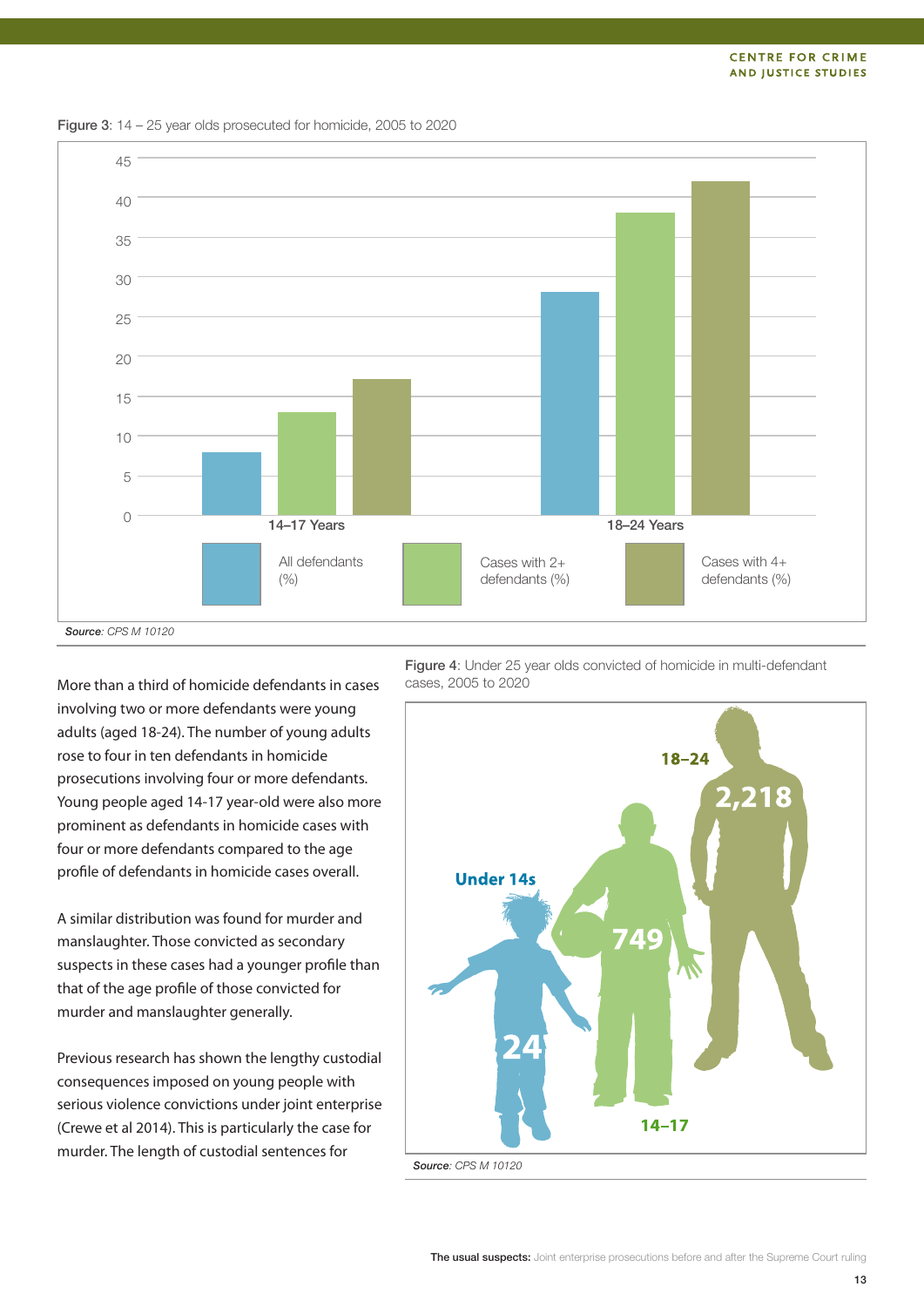**Figure 3**: 14 – 25 year olds prosecuted for homicide, 2005 to 2020

*Source*: CPS M 10120

**Figure 4**: Under 25 year olds convicted of homicide in multi-defendant cases, 2005 to 2020

| Age group | Convicted |
|---|---|
| Under 14s | 24 |
| 14–17 | 749 |
| 18–24 | 2,218 |

*Source*: CPS M 10120

More than a third of homicide defendants in cases involving two or more defendants were young adults (aged 18-24). The number of young adults rose to four in ten defendants in homicide prosecutions involving four or more defendants. Young people aged 14-17 year-old were also more prominent as defendants in homicide cases with four or more defendants compared to the age profile of defendants in homicide cases overall.

A similar distribution was found for murder and manslaughter. Those convicted as secondary suspects in these cases had a younger profile than that of the age profile of those convicted for murder and manslaughter generally.

Previous research has shown the lengthy custodial consequences imposed on young people with serious violence convictions under joint enterprise (Crewe et al 2014). This is particularly the case for murder. The length of custodial sentences for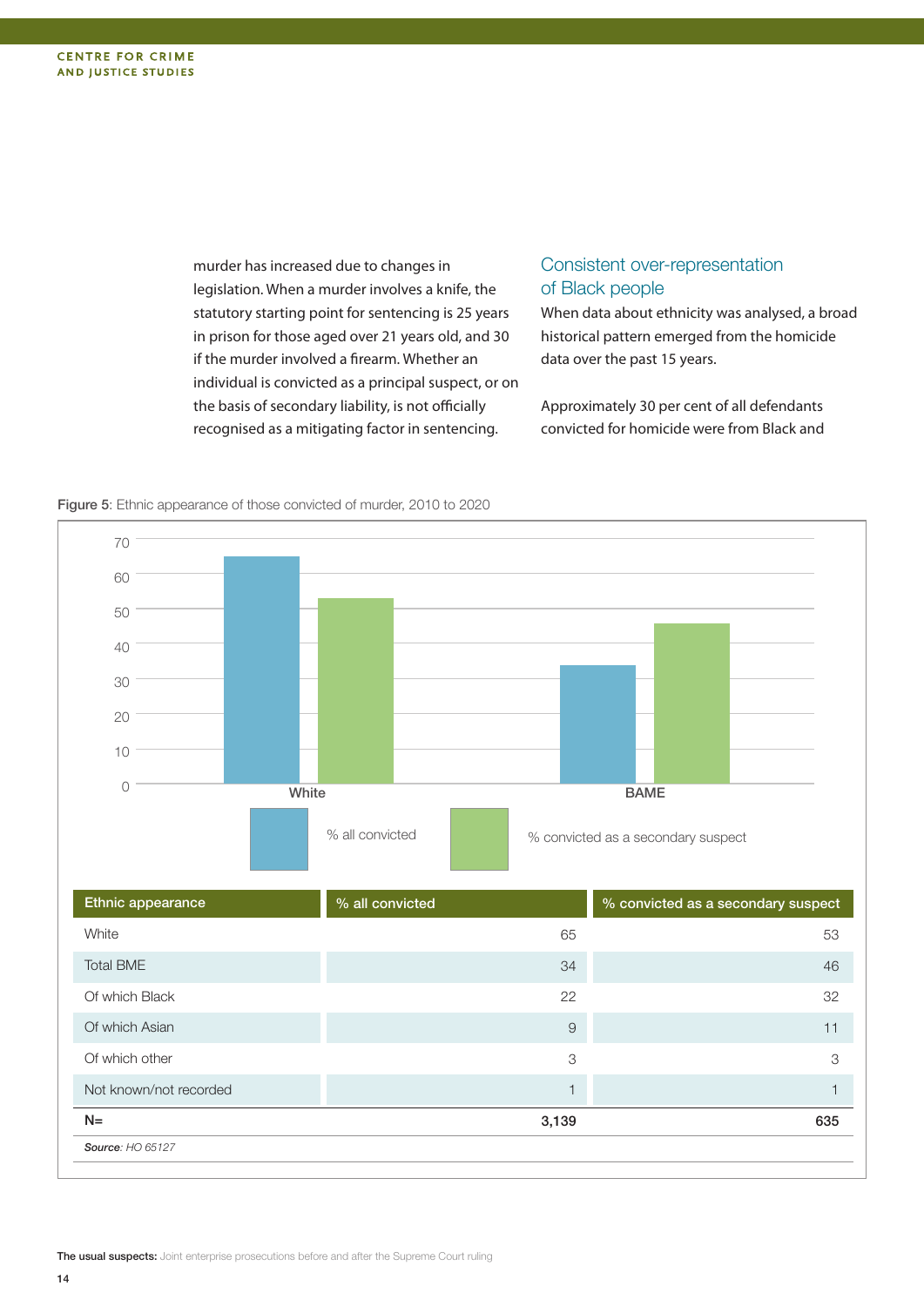murder has increased due to changes in legislation. When a murder involves a knife, the statutory starting point for sentencing is 25 years in prison for those aged over 21 years old, and 30 if the murder involved a firearm. Whether an individual is convicted as a principal suspect, or on the basis of secondary liability, is not officially recognised as a mitigating factor in sentencing.

## Consistent over-representation of Black people

When data about ethnicity was analysed, a broad historical pattern emerged from the homicide data over the past 15 years.

Approximately 30 per cent of all defendants convicted for homicide were from Black and

**Figure 5**: Ethnic appearance of those convicted of murder, 2010 to 2020

| Ethnic appearance | % all convicted | % convicted as a secondary suspect |
|---|---|---|
| White | 65 | 53 |
| Total BME | 34 | 46 |
| Of which Black | 22 | 32 |
| Of which Asian | 9 | 11 |
| Of which other | 3 | 3 |
| Not known/not recorded | 1 | 1 |
| **N=** | **3,139** | **635** |

***Source***: *HO 65127*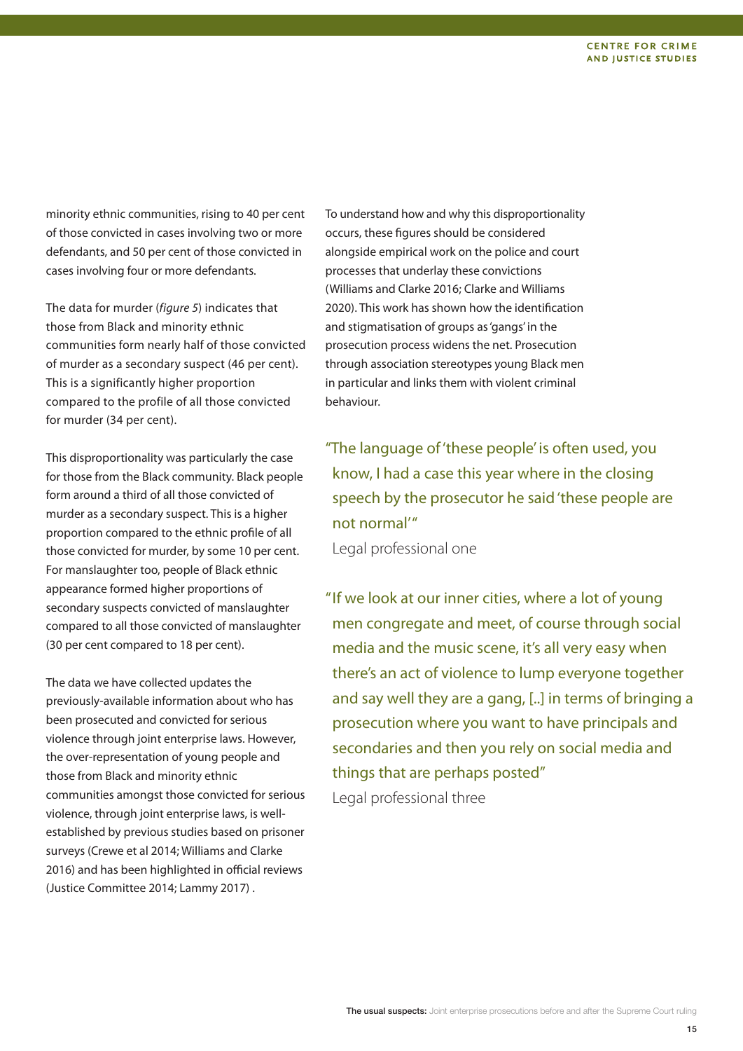minority ethnic communities, rising to 40 per cent of those convicted in cases involving two or more defendants, and 50 per cent of those convicted in cases involving four or more defendants.

The data for murder (*figure 5*) indicates that those from Black and minority ethnic communities form nearly half of those convicted of murder as a secondary suspect (46 per cent). This is a significantly higher proportion compared to the profile of all those convicted for murder (34 per cent).

This disproportionality was particularly the case for those from the Black community. Black people form around a third of all those convicted of murder as a secondary suspect. This is a higher proportion compared to the ethnic profile of all those convicted for murder, by some 10 per cent. For manslaughter too, people of Black ethnic appearance formed higher proportions of secondary suspects convicted of manslaughter compared to all those convicted of manslaughter (30 per cent compared to 18 per cent).

The data we have collected updates the previously-available information about who has been prosecuted and convicted for serious violence through joint enterprise laws. However, the over-representation of young people and those from Black and minority ethnic communities amongst those convicted for serious violence, through joint enterprise laws, is well-established by previous studies based on prisoner surveys (Crewe et al 2014; Williams and Clarke 2016) and has been highlighted in official reviews (Justice Committee 2014; Lammy 2017) .

To understand how and why this disproportionality occurs, these figures should be considered alongside empirical work on the police and court processes that underlay these convictions (Williams and Clarke 2016; Clarke and Williams 2020). This work has shown how the identification and stigmatisation of groups as 'gangs' in the prosecution process widens the net. Prosecution through association stereotypes young Black men in particular and links them with violent criminal behaviour.

> "The language of 'these people' is often used, you know, I had a case this year where in the closing speech by the prosecutor he said 'these people are not normal'"
>
> Legal professional one

> "If we look at our inner cities, where a lot of young men congregate and meet, of course through social media and the music scene, it's all very easy when there's an act of violence to lump everyone together and say well they are a gang, [..] in terms of bringing a prosecution where you want to have principals and secondaries and then you rely on social media and things that are perhaps posted"
>
> Legal professional three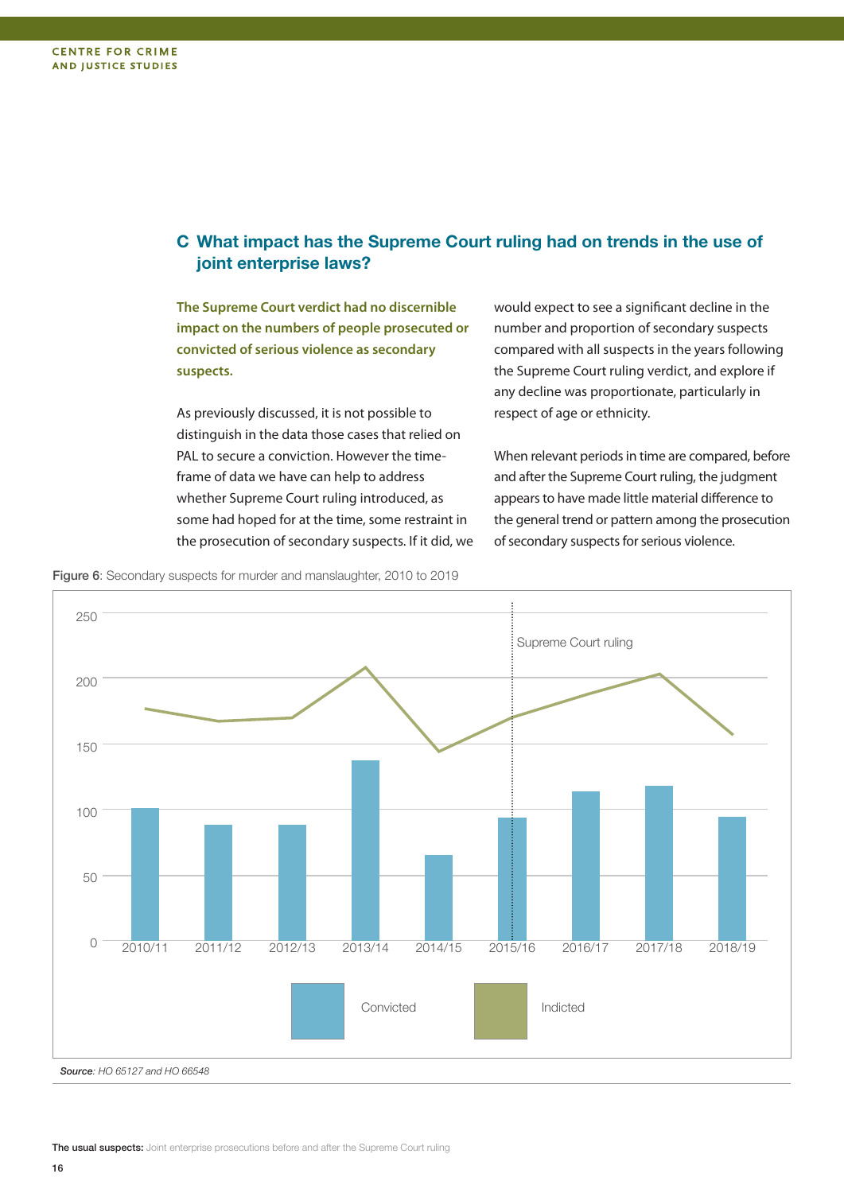## C What impact has the Supreme Court ruling had on trends in the use of joint enterprise laws?

**The Supreme Court verdict had no discernible impact on the numbers of people prosecuted or convicted of serious violence as secondary suspects.**

As previously discussed, it is not possible to distinguish in the data those cases that relied on PAL to secure a conviction. However the time-frame of data we have can help to address whether Supreme Court ruling introduced, as some had hoped for at the time, some restraint in the prosecution of secondary suspects. If it did, we would expect to see a significant decline in the number and proportion of secondary suspects compared with all suspects in the years following the Supreme Court ruling verdict, and explore if any decline was proportionate, particularly in respect of age or ethnicity.

When relevant periods in time are compared, before and after the Supreme Court ruling, the judgment appears to have made little material difference to the general trend or pattern among the prosecution of secondary suspects for serious violence.

Figure 6: Secondary suspects for murder and manslaughter, 2010 to 2019

*Source: HO 65127 and HO 66548*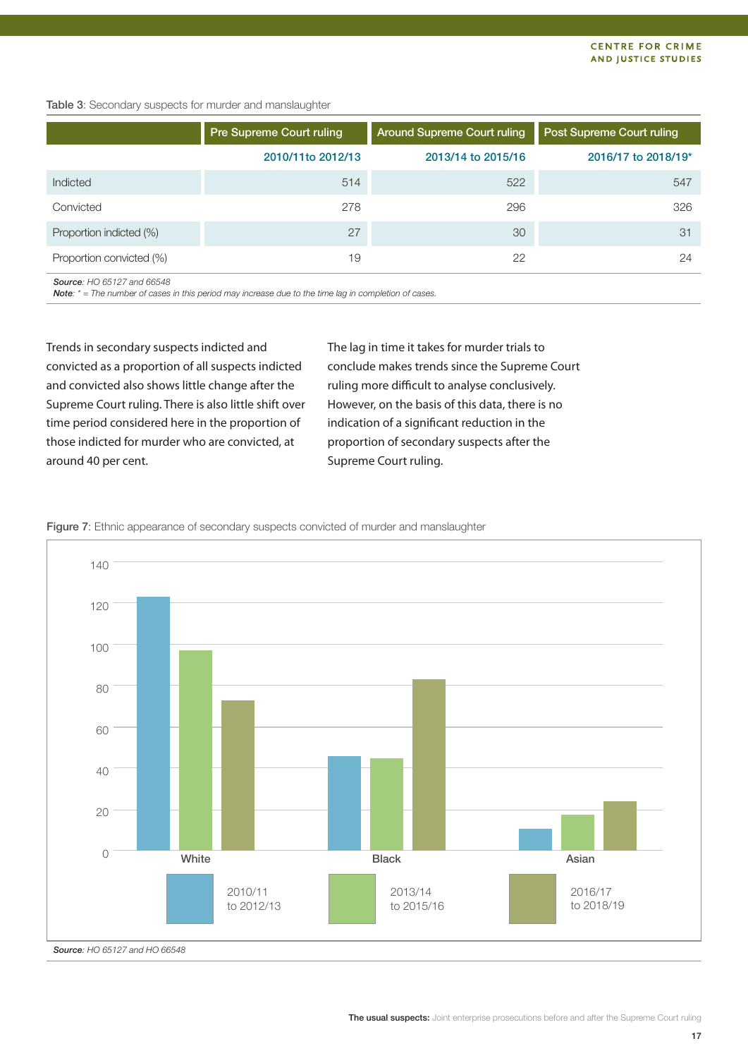**Table 3**: Secondary suspects for murder and manslaughter

| | Pre Supreme Court ruling | Around Supreme Court ruling | Post Supreme Court ruling |
|---|---|---|---|
| | 2010/11to 2012/13 | 2013/14 to 2015/16 | 2016/17 to 2018/19* |
| Indicted | 514 | 522 | 547 |
| Convicted | 278 | 296 | 326 |
| Proportion indicted (%) | 27 | 30 | 31 |
| Proportion convicted (%) | 19 | 22 | 24 |

***Source***: *HO 65127 and 66548*
***Note***: *\* = The number of cases in this period may increase due to the time lag in completion of cases.*

Trends in secondary suspects indicted and convicted as a proportion of all suspects indicted and convicted also shows little change after the Supreme Court ruling. There is also little shift over time period considered here in the proportion of those indicted for murder who are convicted, at around 40 per cent.

The lag in time it takes for murder trials to conclude makes trends since the Supreme Court ruling more difficult to analyse conclusively. However, on the basis of this data, there is no indication of a significant reduction in the proportion of secondary suspects after the Supreme Court ruling.

**Figure 7**: Ethnic appearance of secondary suspects convicted of murder and manslaughter

***Source***: *HO 65127 and HO 66548*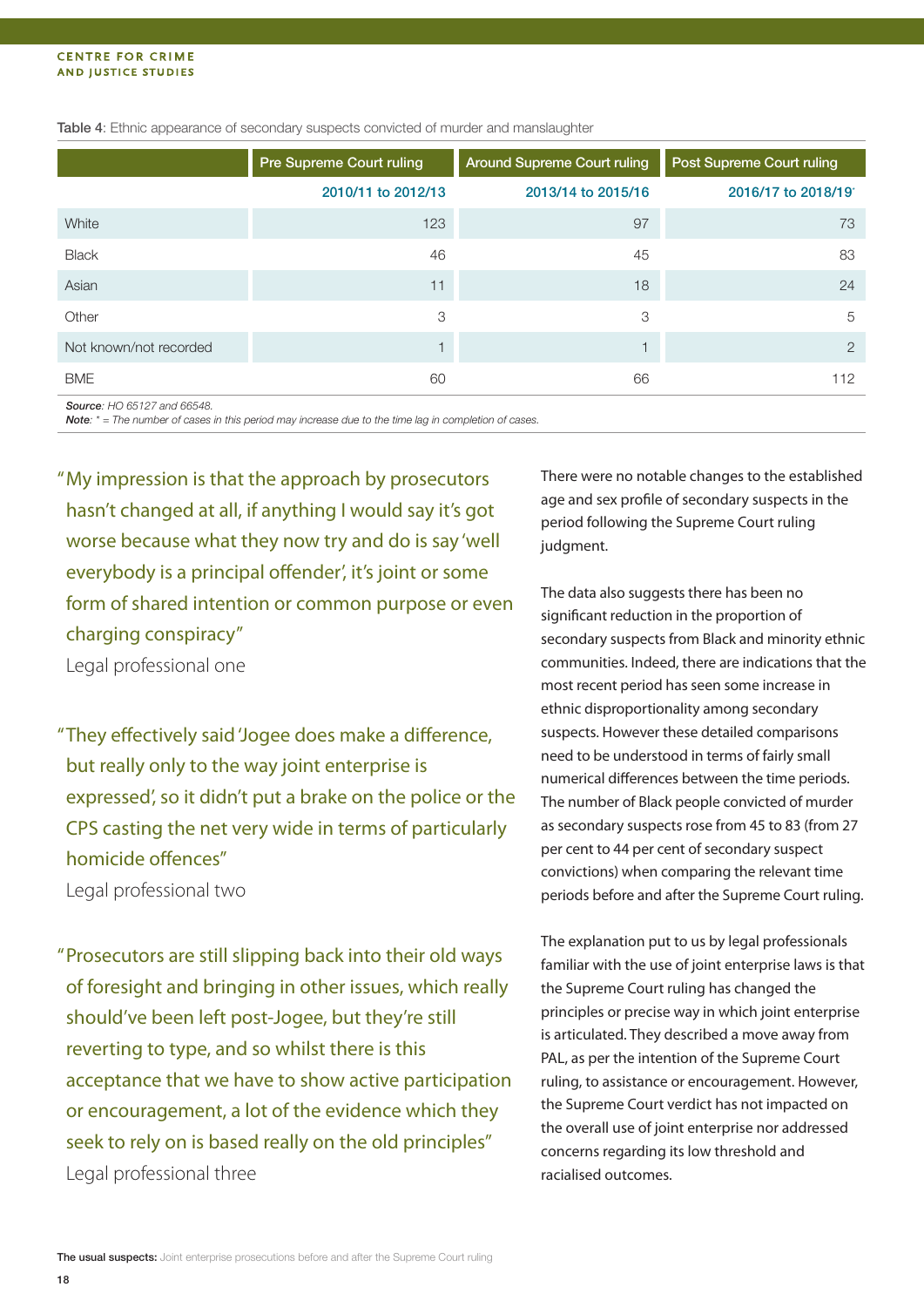**Table 4**: Ethnic appearance of secondary suspects convicted of murder and manslaughter

| | Pre Supreme Court ruling | Around Supreme Court ruling | Post Supreme Court ruling |
|---|---|---|---|
| | 2010/11 to 2012/13 | 2013/14 to 2015/16 | 2016/17 to 2018/19* |
| White | 123 | 97 | 73 |
| Black | 46 | 45 | 83 |
| Asian | 11 | 18 | 24 |
| Other | 3 | 3 | 5 |
| Not known/not recorded | 1 | 1 | 2 |
| BME | 60 | 66 | 112 |

***Source**: HO 65127 and 66548.*
***Note**: * = The number of cases in this period may increase due to the time lag in completion of cases.*

"My impression is that the approach by prosecutors hasn't changed at all, if anything I would say it's got worse because what they now try and do is say 'well everybody is a principal offender', it's joint or some form of shared intention or common purpose or even charging conspiracy"
Legal professional one

"They effectively said 'Jogee does make a difference, but really only to the way joint enterprise is expressed', so it didn't put a brake on the police or the CPS casting the net very wide in terms of particularly homicide offences"
Legal professional two

"Prosecutors are still slipping back into their old ways of foresight and bringing in other issues, which really should've been left post-Jogee, but they're still reverting to type, and so whilst there is this acceptance that we have to show active participation or encouragement, a lot of the evidence which they seek to rely on is based really on the old principles"
Legal professional three

There were no notable changes to the established age and sex profile of secondary suspects in the period following the Supreme Court ruling judgment.

The data also suggests there has been no significant reduction in the proportion of secondary suspects from Black and minority ethnic communities. Indeed, there are indications that the most recent period has seen some increase in ethnic disproportionality among secondary suspects. However these detailed comparisons need to be understood in terms of fairly small numerical differences between the time periods. The number of Black people convicted of murder as secondary suspects rose from 45 to 83 (from 27 per cent to 44 per cent of secondary suspect convictions) when comparing the relevant time periods before and after the Supreme Court ruling.

The explanation put to us by legal professionals familiar with the use of joint enterprise laws is that the Supreme Court ruling has changed the principles or precise way in which joint enterprise is articulated. They described a move away from PAL, as per the intention of the Supreme Court ruling, to assistance or encouragement. However, the Supreme Court verdict has not impacted on the overall use of joint enterprise nor addressed concerns regarding its low threshold and racialised outcomes.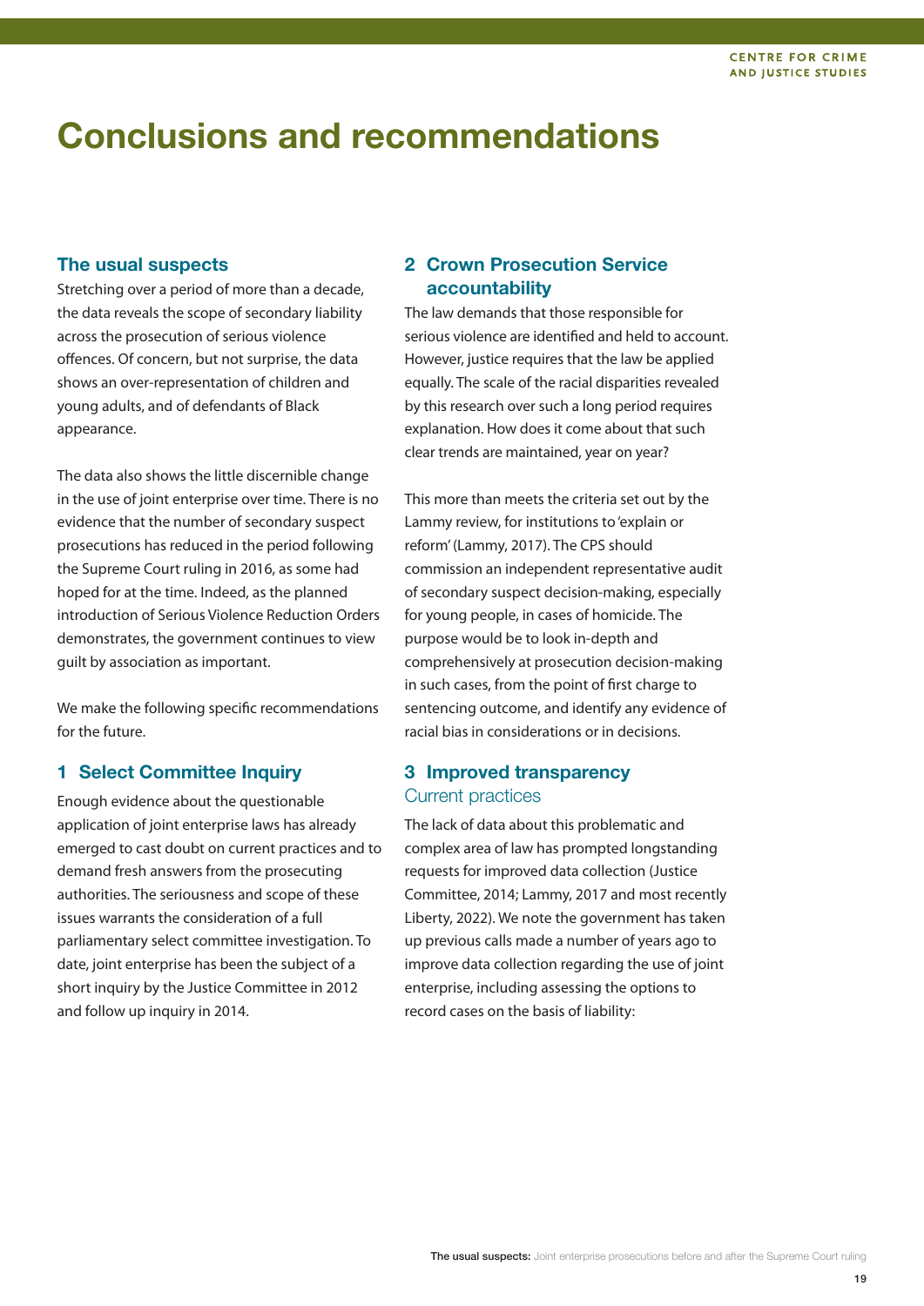# Conclusions and recommendations

## The usual suspects

Stretching over a period of more than a decade, the data reveals the scope of secondary liability across the prosecution of serious violence offences. Of concern, but not surprise, the data shows an over-representation of children and young adults, and of defendants of Black appearance.

The data also shows the little discernible change in the use of joint enterprise over time. There is no evidence that the number of secondary suspect prosecutions has reduced in the period following the Supreme Court ruling in 2016, as some had hoped for at the time. Indeed, as the planned introduction of Serious Violence Reduction Orders demonstrates, the government continues to view guilt by association as important.

We make the following specific recommendations for the future.

## 1 Select Committee Inquiry

Enough evidence about the questionable application of joint enterprise laws has already emerged to cast doubt on current practices and to demand fresh answers from the prosecuting authorities. The seriousness and scope of these issues warrants the consideration of a full parliamentary select committee investigation. To date, joint enterprise has been the subject of a short inquiry by the Justice Committee in 2012 and follow up inquiry in 2014.

## 2 Crown Prosecution Service accountability

The law demands that those responsible for serious violence are identified and held to account. However, justice requires that the law be applied equally. The scale of the racial disparities revealed by this research over such a long period requires explanation. How does it come about that such clear trends are maintained, year on year?

This more than meets the criteria set out by the Lammy review, for institutions to 'explain or reform' (Lammy, 2017). The CPS should commission an independent representative audit of secondary suspect decision-making, especially for young people, in cases of homicide. The purpose would be to look in-depth and comprehensively at prosecution decision-making in such cases, from the point of first charge to sentencing outcome, and identify any evidence of racial bias in considerations or in decisions.

## 3 Improved transparency

### Current practices

The lack of data about this problematic and complex area of law has prompted longstanding requests for improved data collection (Justice Committee, 2014; Lammy, 2017 and most recently Liberty, 2022). We note the government has taken up previous calls made a number of years ago to improve data collection regarding the use of joint enterprise, including assessing the options to record cases on the basis of liability: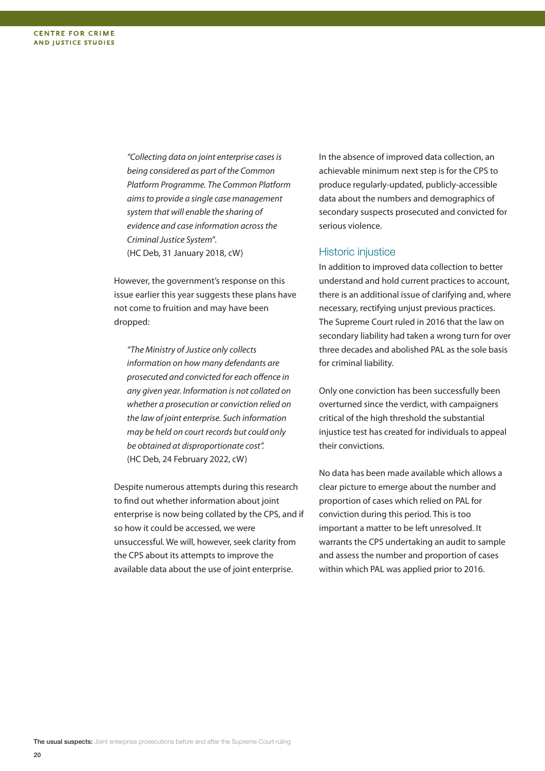*"Collecting data on joint enterprise cases is being considered as part of the Common Platform Programme. The Common Platform aims to provide a single case management system that will enable the sharing of evidence and case information across the Criminal Justice System".*
(HC Deb, 31 January 2018, cW)

However, the government's response on this issue earlier this year suggests these plans have not come to fruition and may have been dropped:

*"The Ministry of Justice only collects information on how many defendants are prosecuted and convicted for each offence in any given year. Information is not collated on whether a prosecution or conviction relied on the law of joint enterprise. Such information may be held on court records but could only be obtained at disproportionate cost".*
(HC Deb, 24 February 2022, cW)

Despite numerous attempts during this research to find out whether information about joint enterprise is now being collated by the CPS, and if so how it could be accessed, we were unsuccessful. We will, however, seek clarity from the CPS about its attempts to improve the available data about the use of joint enterprise.

In the absence of improved data collection, an achievable minimum next step is for the CPS to produce regularly-updated, publicly-accessible data about the numbers and demographics of secondary suspects prosecuted and convicted for serious violence.

## Historic injustice

In addition to improved data collection to better understand and hold current practices to account, there is an additional issue of clarifying and, where necessary, rectifying unjust previous practices. The Supreme Court ruled in 2016 that the law on secondary liability had taken a wrong turn for over three decades and abolished PAL as the sole basis for criminal liability.

Only one conviction has been successfully been overturned since the verdict, with campaigners critical of the high threshold the substantial injustice test has created for individuals to appeal their convictions.

No data has been made available which allows a clear picture to emerge about the number and proportion of cases which relied on PAL for conviction during this period. This is too important a matter to be left unresolved. It warrants the CPS undertaking an audit to sample and assess the number and proportion of cases within which PAL was applied prior to 2016.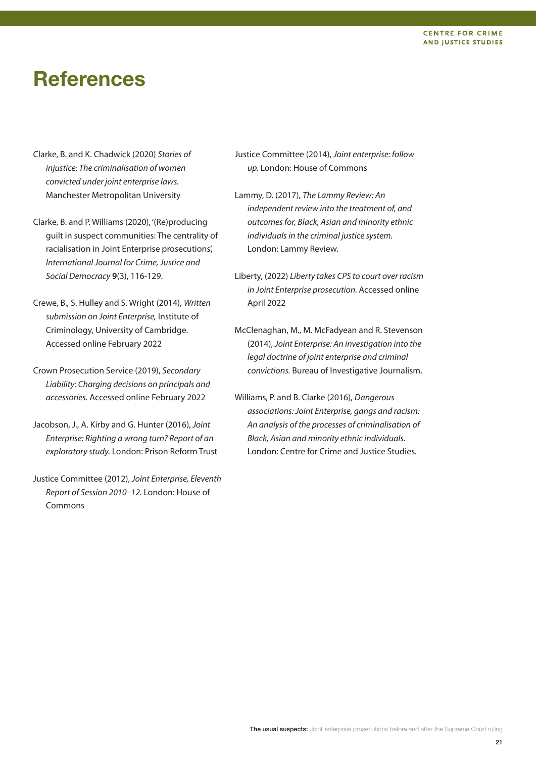# References

Clarke, B. and K. Chadwick (2020) *Stories of injustice: The criminalisation of women convicted under joint enterprise laws.* Manchester Metropolitan University

Clarke, B. and P. Williams (2020), '(Re)producing guilt in suspect communities: The centrality of racialisation in Joint Enterprise prosecutions', *International Journal for Crime, Justice and Social Democracy* **9**(3), 116-129.

Crewe, B., S. Hulley and S. Wright (2014), *Written submission on Joint Enterprise,* Institute of Criminology, University of Cambridge. Accessed online February 2022

Crown Prosecution Service (2019), *Secondary Liability: Charging decisions on principals and accessories.* Accessed online February 2022

Jacobson, J., A. Kirby and G. Hunter (2016), *Joint Enterprise: Righting a wrong turn? Report of an exploratory study.* London: Prison Reform Trust

Justice Committee (2012), *Joint Enterprise, Eleventh Report of Session 2010–12.* London: House of Commons

Justice Committee (2014), *Joint enterprise: follow up.* London: House of Commons

Lammy, D. (2017), *The Lammy Review: An independent review into the treatment of, and outcomes for, Black, Asian and minority ethnic individuals in the criminal justice system.* London: Lammy Review.

Liberty, (2022) *Liberty takes CPS to court over racism in Joint Enterprise prosecution.* Accessed online April 2022

McClenaghan, M., M. McFadyean and R. Stevenson (2014), *Joint Enterprise: An investigation into the legal doctrine of joint enterprise and criminal convictions.* Bureau of Investigative Journalism.

Williams, P. and B. Clarke (2016), *Dangerous associations: Joint Enterprise, gangs and racism: An analysis of the processes of criminalisation of Black, Asian and minority ethnic individuals.* London: Centre for Crime and Justice Studies.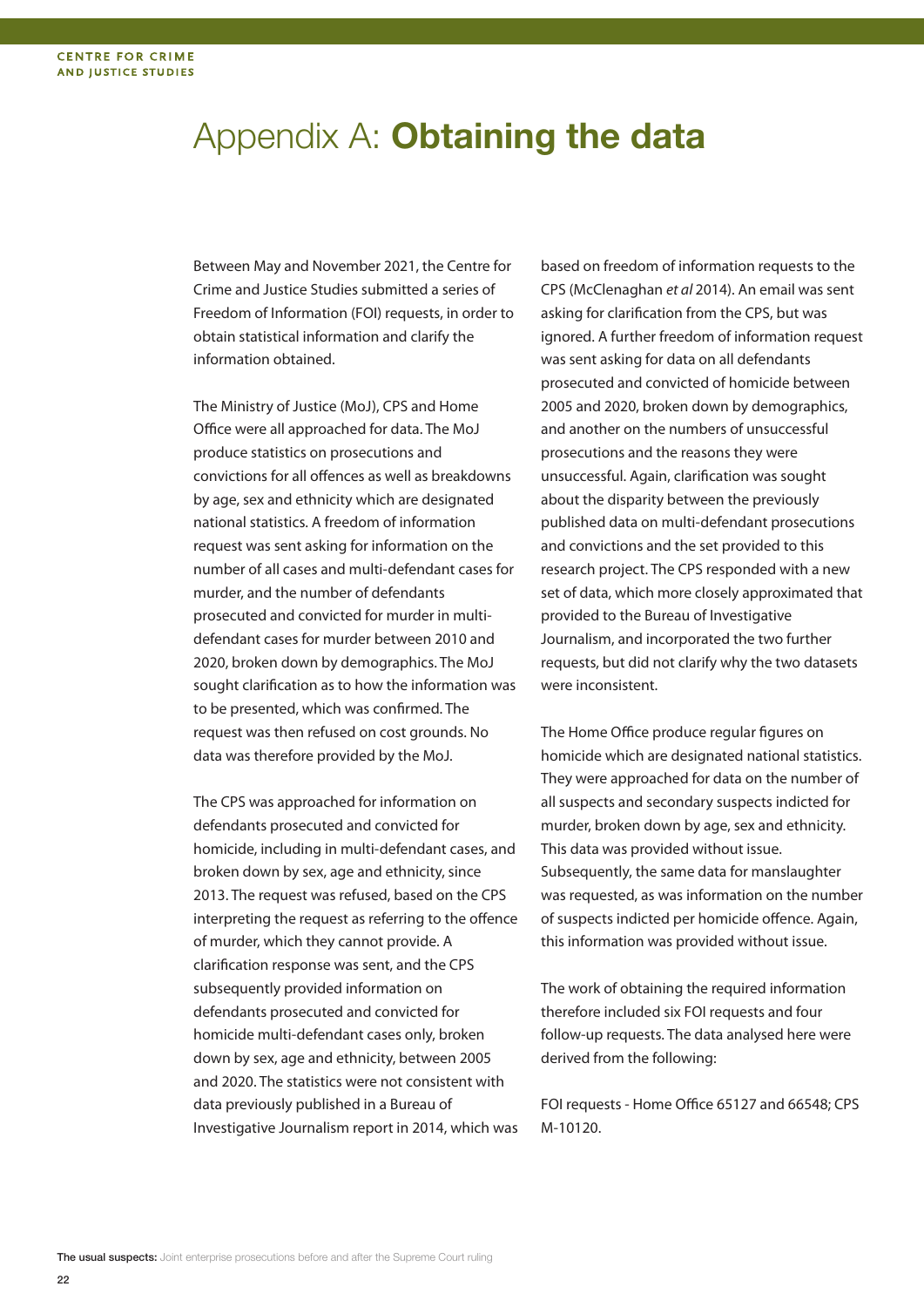# Appendix A: **Obtaining the data**

Between May and November 2021, the Centre for Crime and Justice Studies submitted a series of Freedom of Information (FOI) requests, in order to obtain statistical information and clarify the information obtained.

The Ministry of Justice (MoJ), CPS and Home Office were all approached for data. The MoJ produce statistics on prosecutions and convictions for all offences as well as breakdowns by age, sex and ethnicity which are designated national statistics. A freedom of information request was sent asking for information on the number of all cases and multi-defendant cases for murder, and the number of defendants prosecuted and convicted for murder in multi-defendant cases for murder between 2010 and 2020, broken down by demographics. The MoJ sought clarification as to how the information was to be presented, which was confirmed. The request was then refused on cost grounds. No data was therefore provided by the MoJ.

The CPS was approached for information on defendants prosecuted and convicted for homicide, including in multi-defendant cases, and broken down by sex, age and ethnicity, since 2013. The request was refused, based on the CPS interpreting the request as referring to the offence of murder, which they cannot provide. A clarification response was sent, and the CPS subsequently provided information on defendants prosecuted and convicted for homicide multi-defendant cases only, broken down by sex, age and ethnicity, between 2005 and 2020. The statistics were not consistent with data previously published in a Bureau of Investigative Journalism report in 2014, which was based on freedom of information requests to the CPS (McClenaghan *et al* 2014). An email was sent asking for clarification from the CPS, but was ignored. A further freedom of information request was sent asking for data on all defendants prosecuted and convicted of homicide between 2005 and 2020, broken down by demographics, and another on the numbers of unsuccessful prosecutions and the reasons they were unsuccessful. Again, clarification was sought about the disparity between the previously published data on multi-defendant prosecutions and convictions and the set provided to this research project. The CPS responded with a new set of data, which more closely approximated that provided to the Bureau of Investigative Journalism, and incorporated the two further requests, but did not clarify why the two datasets were inconsistent.

The Home Office produce regular figures on homicide which are designated national statistics. They were approached for data on the number of all suspects and secondary suspects indicted for murder, broken down by age, sex and ethnicity. This data was provided without issue. Subsequently, the same data for manslaughter was requested, as was information on the number of suspects indicted per homicide offence. Again, this information was provided without issue.

The work of obtaining the required information therefore included six FOI requests and four follow-up requests. The data analysed here were derived from the following:

FOI requests - Home Office 65127 and 66548; CPS M-10120.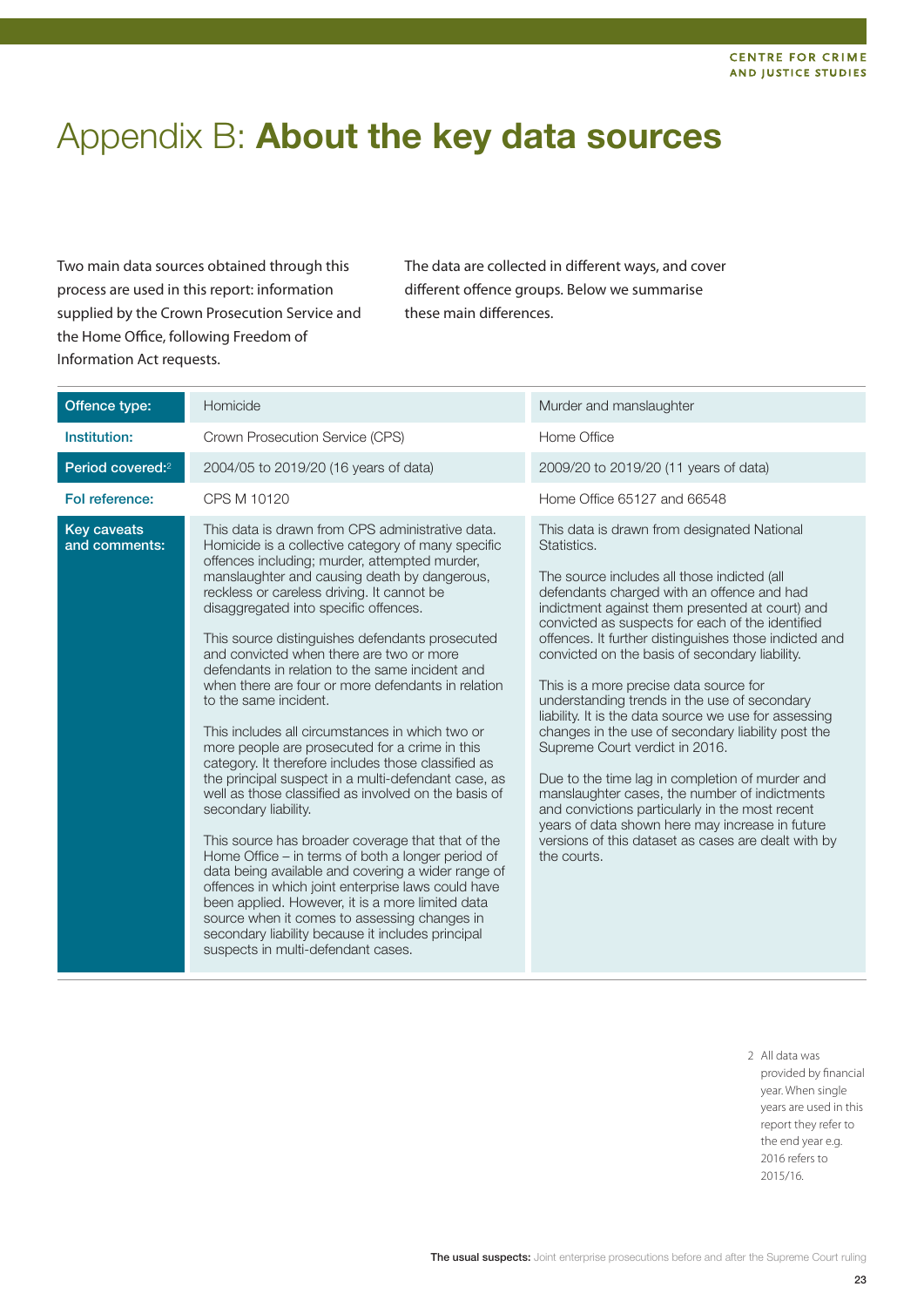# Appendix B: **About the key data sources**

Two main data sources obtained through this process are used in this report: information supplied by the Crown Prosecution Service and the Home Office, following Freedom of Information Act requests.

The data are collected in different ways, and cover different offence groups. Below we summarise these main differences.

| Offence type: | Homicide | Murder and manslaughter |
|---|---|---|
| Institution: | Crown Prosecution Service (CPS) | Home Office |
| Period covered:[2] | 2004/05 to 2019/20 (16 years of data) | 2009/20 to 2019/20 (11 years of data) |
| FoI reference: | CPS M 10120 | Home Office 65127 and 66548 |
| Key caveats and comments: | This data is drawn from CPS administrative data. Homicide is a collective category of many specific offences including; murder, attempted murder, manslaughter and causing death by dangerous, reckless or careless driving. It cannot be disaggregated into specific offences.<br><br>This source distinguishes defendants prosecuted and convicted when there are two or more defendants in relation to the same incident and when there are four or more defendants in relation to the same incident.<br><br>This includes all circumstances in which two or more people are prosecuted for a crime in this category. It therefore includes those classified as the principal suspect in a multi-defendant case, as well as those classified as involved on the basis of secondary liability.<br><br>This source has broader coverage that that of the Home Office – in terms of both a longer period of data being available and covering a wider range of offences in which joint enterprise laws could have been applied. However, it is a more limited data source when it comes to assessing changes in secondary liability because it includes principal suspects in multi-defendant cases. | This data is drawn from designated National Statistics.<br><br>The source includes all those indicted (all defendants charged with an offence and had indictment against them presented at court) and convicted as suspects for each of the identified offences. It further distinguishes those indicted and convicted on the basis of secondary liability.<br><br>This is a more precise data source for understanding trends in the use of secondary liability. It is the data source we use for assessing changes in the use of secondary liability post the Supreme Court verdict in 2016.<br><br>Due to the time lag in completion of murder and manslaughter cases, the number of indictments and convictions particularly in the most recent years of data shown here may increase in future versions of this dataset as cases are dealt with by the courts. |

2 All data was provided by financial year. When single years are used in this report they refer to the end year e.g. 2016 refers to 2015/16.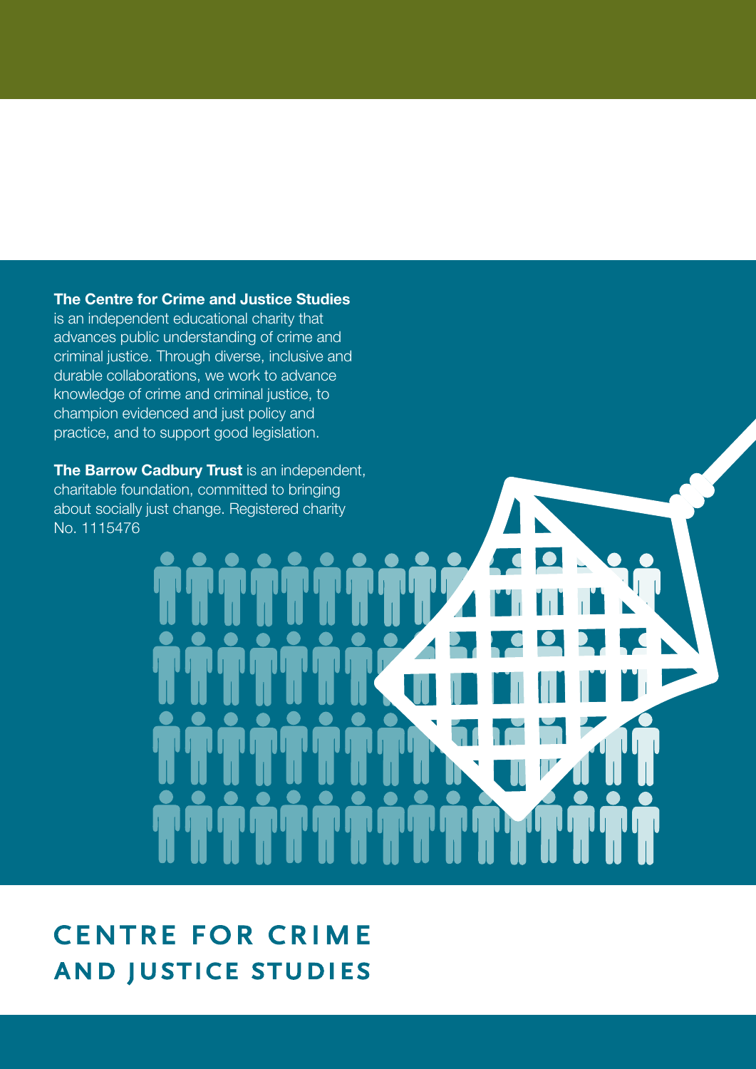**The Centre for Crime and Justice Studies** is an independent educational charity that advances public understanding of crime and criminal justice. Through diverse, inclusive and durable collaborations, we work to advance knowledge of crime and criminal justice, to champion evidenced and just policy and practice, and to support good legislation.

**The Barrow Cadbury Trust** is an independent, charitable foundation, committed to bringing about socially just change. Registered charity No. 1115476

CENTRE FOR CRIME AND JUSTICE STUDIES